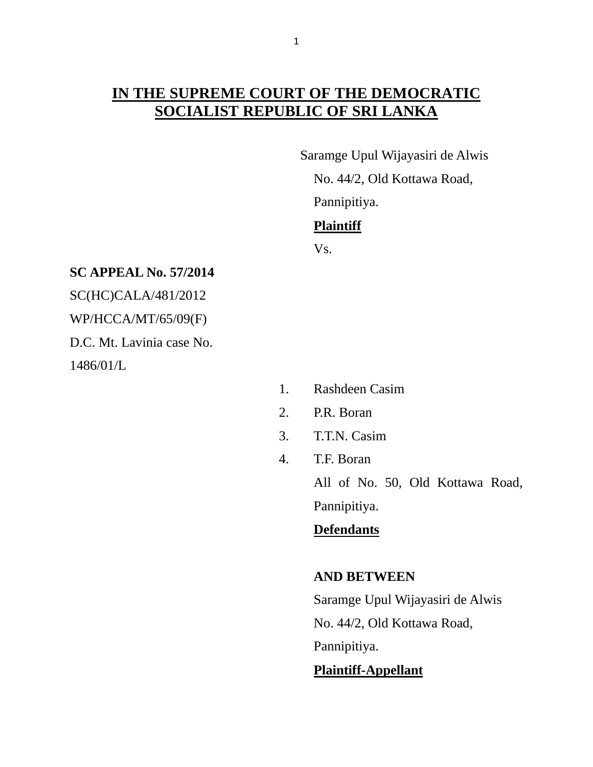# IN THE SUPREME COURT OF THE DEMOCRATIC SOCIALIST REPUBLIC OF SRI LANKA

Saramge Upul Wijayasiri de Alwis
No. 44/2, Old Kottawa Road,
Pannipitiya.
**Plaintiff**

Vs.

**SC APPEAL No. 57/2014**
SC(HC)CALA/481/2012
WP/HCCA/MT/65/09(F)
D.C. Mt. Lavinia case No.
1486/01/L

1. Rashdeen Casim
2. P.R. Boran
3. T.T.N. Casim
4. T.F. Boran

All of No. 50, Old Kottawa Road,
Pannipitiya.
**Defendants**

**AND BETWEEN**

Saramge Upul Wijayasiri de Alwis
No. 44/2, Old Kottawa Road,
Pannipitiya.
**Plaintiff-Appellant**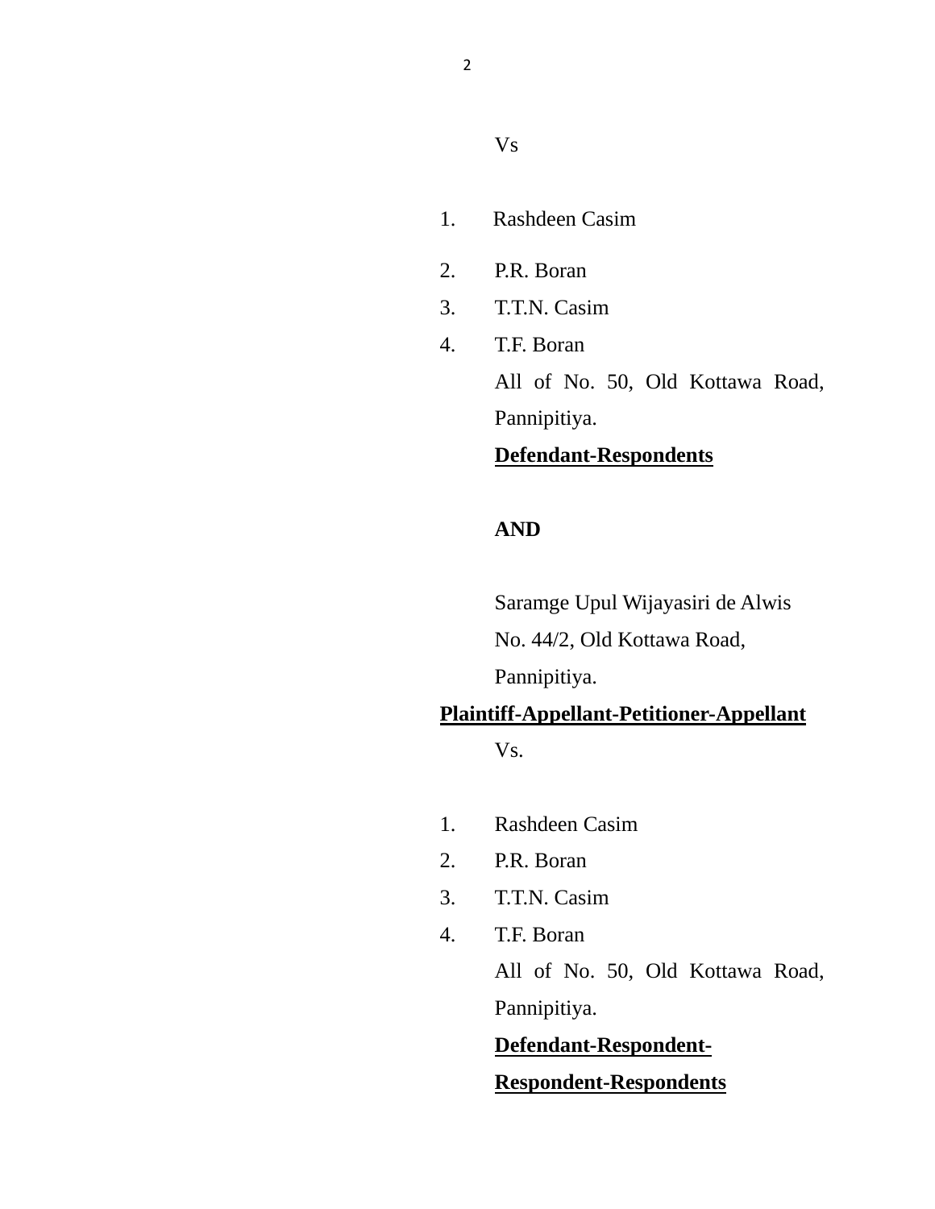Vs

1. Rashdeen Casim
2. P.R. Boran
3. T.T.N. Casim
4. T.F. Boran

All of No. 50, Old Kottawa Road, Pannipitiya.

**Defendant-Respondents**

**AND**

Saramge Upul Wijayasiri de Alwis
No. 44/2, Old Kottawa Road,
Pannipitiya.

**Plaintiff-Appellant-Petitioner-Appellant**

Vs.

1. Rashdeen Casim
2. P.R. Boran
3. T.T.N. Casim
4. T.F. Boran

All of No. 50, Old Kottawa Road, Pannipitiya.

**Defendant-Respondent-Respondent-Respondents**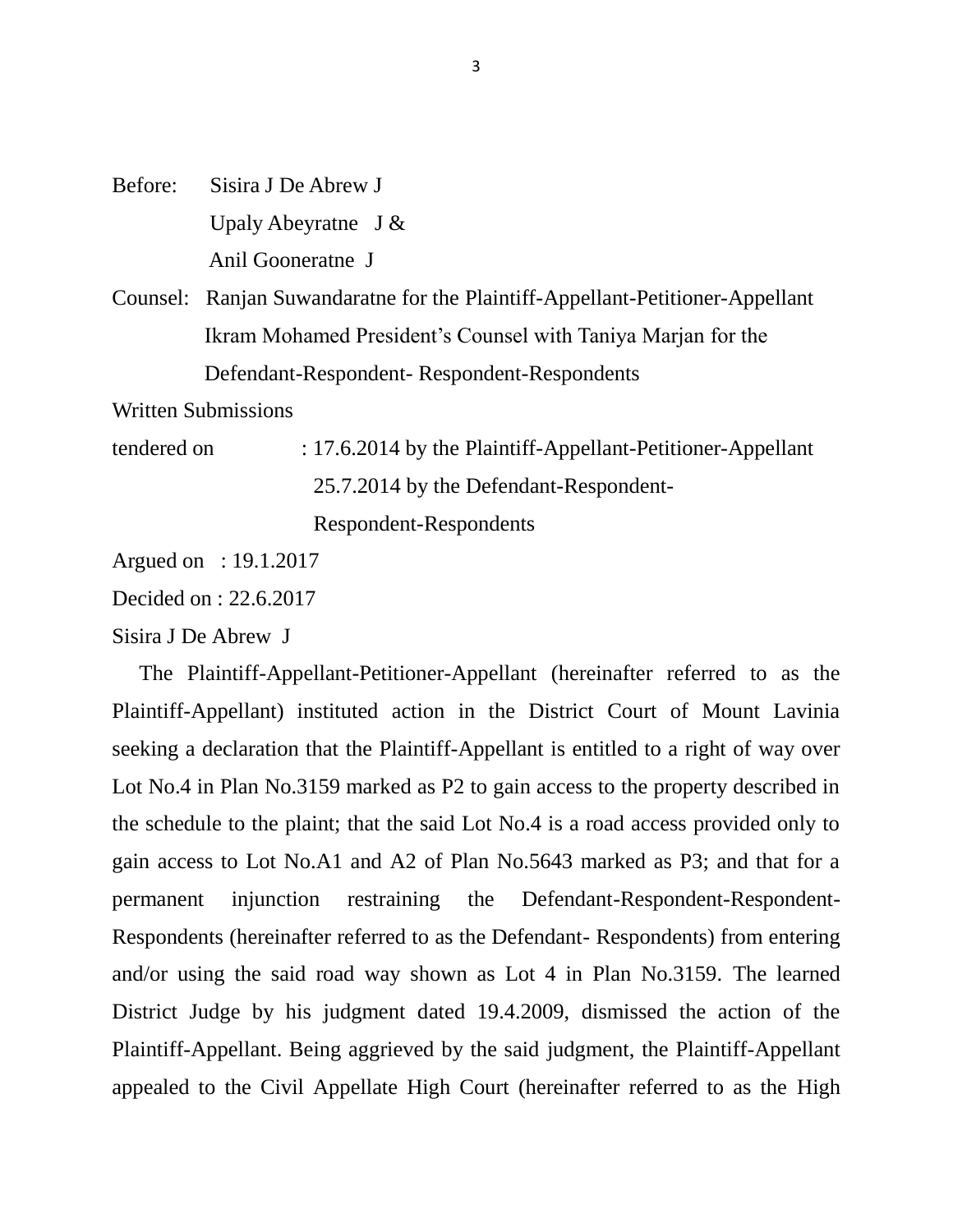Before: Sisira J De Abrew J

Upaly Abeyratne J &

Anil Gooneratne J

Counsel: Ranjan Suwandaratne for the Plaintiff-Appellant-Petitioner-Appellant

Ikram Mohamed President's Counsel with Taniya Marjan for the Defendant-Respondent- Respondent-Respondents

Written Submissions

tendered on : 17.6.2014 by the Plaintiff-Appellant-Petitioner-Appellant

25.7.2014 by the Defendant-Respondent-Respondent-Respondents

Argued on : 19.1.2017

Decided on : 22.6.2017

Sisira J De Abrew J

The Plaintiff-Appellant-Petitioner-Appellant (hereinafter referred to as the Plaintiff-Appellant) instituted action in the District Court of Mount Lavinia seeking a declaration that the Plaintiff-Appellant is entitled to a right of way over Lot No.4 in Plan No.3159 marked as P2 to gain access to the property described in the schedule to the plaint; that the said Lot No.4 is a road access provided only to gain access to Lot No.A1 and A2 of Plan No.5643 marked as P3; and that for a permanent injunction restraining the Defendant-Respondent-Respondent-Respondents (hereinafter referred to as the Defendant- Respondents) from entering and/or using the said road way shown as Lot 4 in Plan No.3159. The learned District Judge by his judgment dated 19.4.2009, dismissed the action of the Plaintiff-Appellant. Being aggrieved by the said judgment, the Plaintiff-Appellant appealed to the Civil Appellate High Court (hereinafter referred to as the High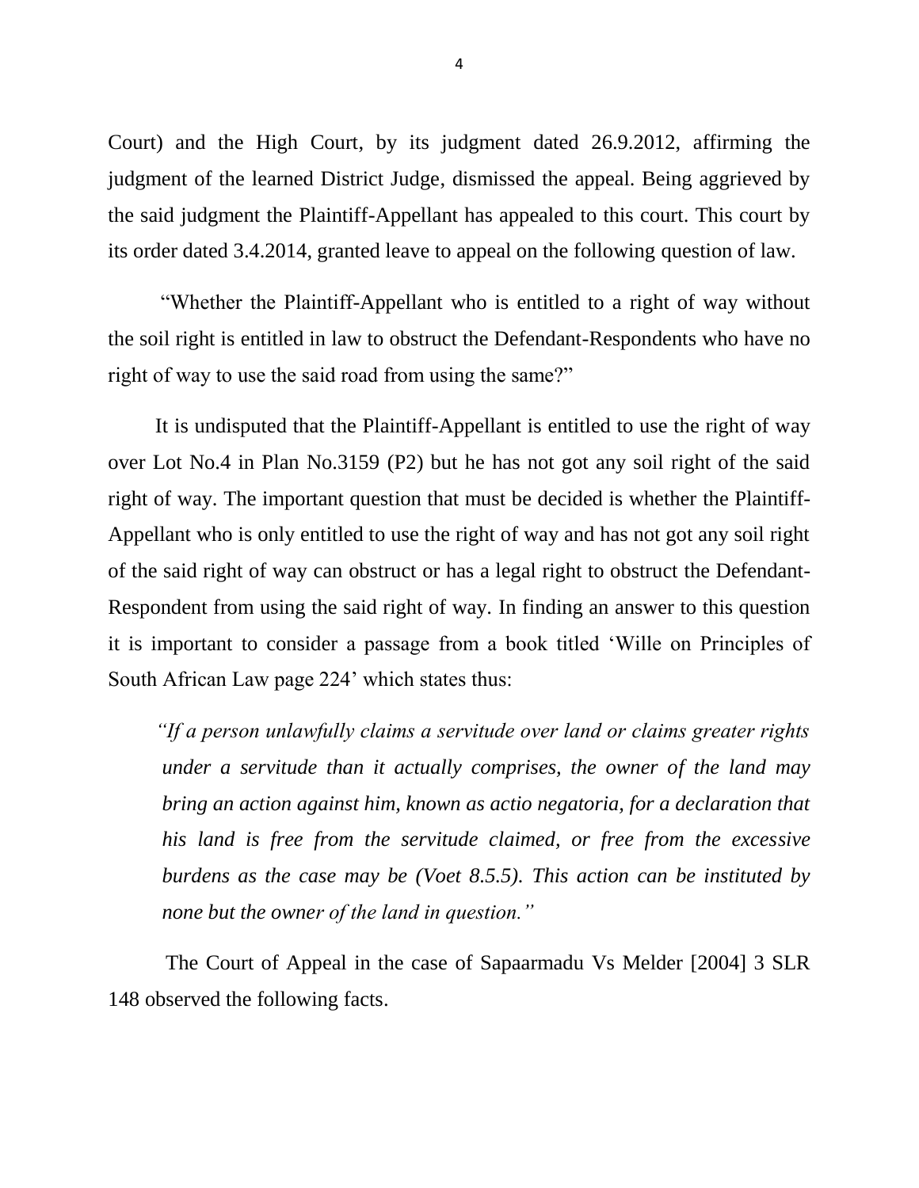Court) and the High Court, by its judgment dated 26.9.2012, affirming the judgment of the learned District Judge, dismissed the appeal. Being aggrieved by the said judgment the Plaintiff-Appellant has appealed to this court. This court by its order dated 3.4.2014, granted leave to appeal on the following question of law.

"Whether the Plaintiff-Appellant who is entitled to a right of way without the soil right is entitled in law to obstruct the Defendant-Respondents who have no right of way to use the said road from using the same?"

It is undisputed that the Plaintiff-Appellant is entitled to use the right of way over Lot No.4 in Plan No.3159 (P2) but he has not got any soil right of the said right of way. The important question that must be decided is whether the Plaintiff-Appellant who is only entitled to use the right of way and has not got any soil right of the said right of way can obstruct or has a legal right to obstruct the Defendant-Respondent from using the said right of way. In finding an answer to this question it is important to consider a passage from a book titled 'Wille on Principles of South African Law page 224' which states thus:

*"If a person unlawfully claims a servitude over land or claims greater rights under a servitude than it actually comprises, the owner of the land may bring an action against him, known as actio negatoria, for a declaration that his land is free from the servitude claimed, or free from the excessive burdens as the case may be (Voet 8.5.5). This action can be instituted by none but the owner of the land in question."*

The Court of Appeal in the case of Sapaarmadu Vs Melder [2004] 3 SLR 148 observed the following facts.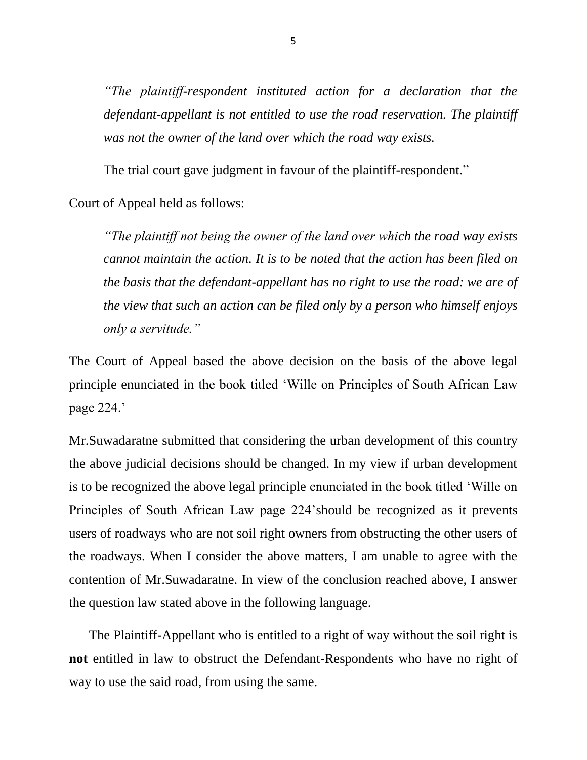*"The plaintiff-respondent instituted action for a declaration that the defendant-appellant is not entitled to use the road reservation. The plaintiff was not the owner of the land over which the road way exists.*

The trial court gave judgment in favour of the plaintiff-respondent."

Court of Appeal held as follows:

> *"The plaintiff not being the owner of the land over which the road way exists cannot maintain the action. It is to be noted that the action has been filed on the basis that the defendant-appellant has no right to use the road: we are of the view that such an action can be filed only by a person who himself enjoys only a servitude."*

The Court of Appeal based the above decision on the basis of the above legal principle enunciated in the book titled 'Wille on Principles of South African Law page 224.'

Mr.Suwadaratne submitted that considering the urban development of this country the above judicial decisions should be changed. In my view if urban development is to be recognized the above legal principle enunciated in the book titled 'Wille on Principles of South African Law page 224'should be recognized as it prevents users of roadways who are not soil right owners from obstructing the other users of the roadways. When I consider the above matters, I am unable to agree with the contention of Mr.Suwadaratne. In view of the conclusion reached above, I answer the question law stated above in the following language.

The Plaintiff-Appellant who is entitled to a right of way without the soil right is **not** entitled in law to obstruct the Defendant-Respondents who have no right of way to use the said road, from using the same.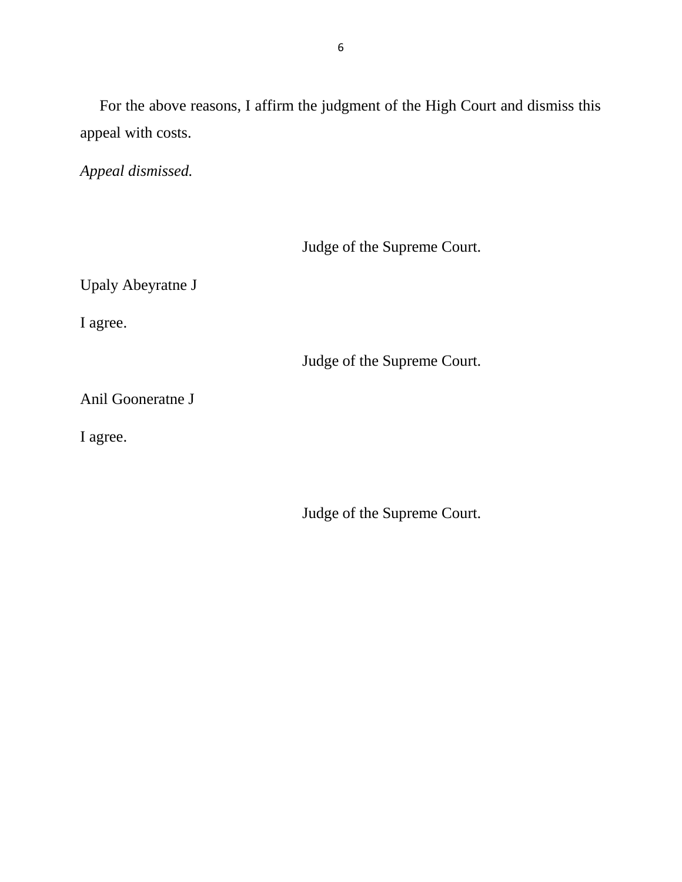For the above reasons, I affirm the judgment of the High Court and dismiss this appeal with costs.

*Appeal dismissed.*

Judge of the Supreme Court.

Upaly Abeyratne J

I agree.

Judge of the Supreme Court.

Anil Gooneratne J

I agree.

Judge of the Supreme Court.